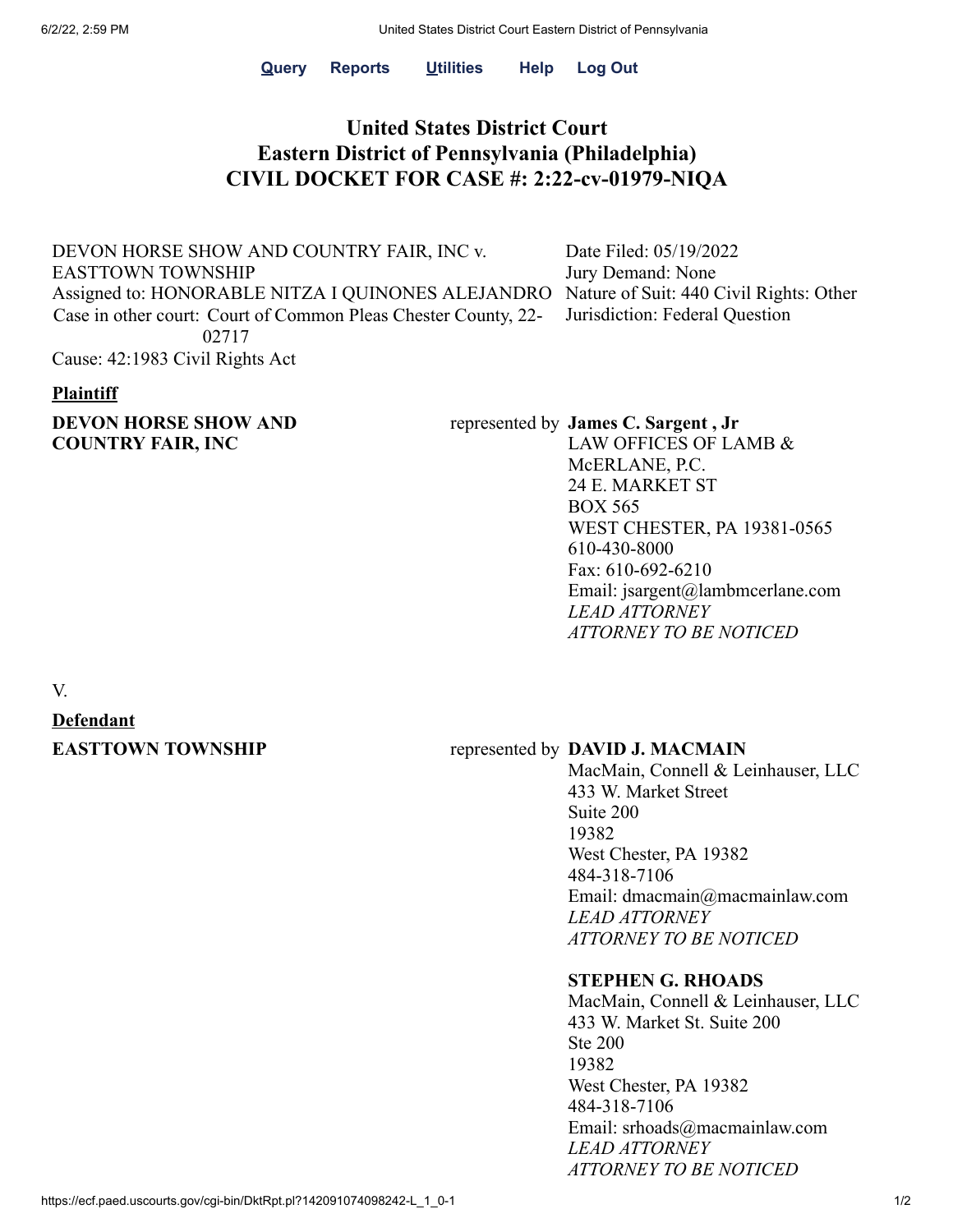**Query** **Reports** **Utilities** **Help** **Log Out**

# United States District Court
# Eastern District of Pennsylvania (Philadelphia)
# CIVIL DOCKET FOR CASE #: 2:22-cv-01979-NIQA

| | |
|---|---|
| DEVON HORSE SHOW AND COUNTRY FAIR, INC v. EASTTOWN TOWNSHIP | Date Filed: 05/19/2022 |
| Assigned to: HONORABLE NITZA I QUINONES ALEJANDRO | Jury Demand: None |
| Case in other court: Court of Common Pleas Chester County, 22-02717 | Nature of Suit: 440 Civil Rights: Other |
| Cause: 42:1983 Civil Rights Act | Jurisdiction: Federal Question |

**Plaintiff**

| | | |
|---|---|---|
| **DEVON HORSE SHOW AND COUNTRY FAIR, INC** | represented by | **James C. Sargent , Jr**<br>LAW OFFICES OF LAMB & McERLANE, P.C.<br>24 E. MARKET ST<br>BOX 565<br>WEST CHESTER, PA 19381-0565<br>610-430-8000<br>Fax: 610-692-6210<br>Email: jsargent@lambmcerlane.com<br>*LEAD ATTORNEY*<br>*ATTORNEY TO BE NOTICED* |

V.

**Defendant**

| | | |
|---|---|---|
| **EASTTOWN TOWNSHIP** | represented by | **DAVID J. MACMAIN**<br>MacMain, Connell & Leinhauser, LLC<br>433 W. Market Street<br>Suite 200<br>19382<br>West Chester, PA 19382<br>484-318-7106<br>Email: dmacmain@macmainlaw.com<br>*LEAD ATTORNEY*<br>*ATTORNEY TO BE NOTICED*<br><br>**STEPHEN G. RHOADS**<br>MacMain, Connell & Leinhauser, LLC<br>433 W. Market St. Suite 200<br>Ste 200<br>19382<br>West Chester, PA 19382<br>484-318-7106<br>Email: srhoads@macmainlaw.com<br>*LEAD ATTORNEY*<br>*ATTORNEY TO BE NOTICED* |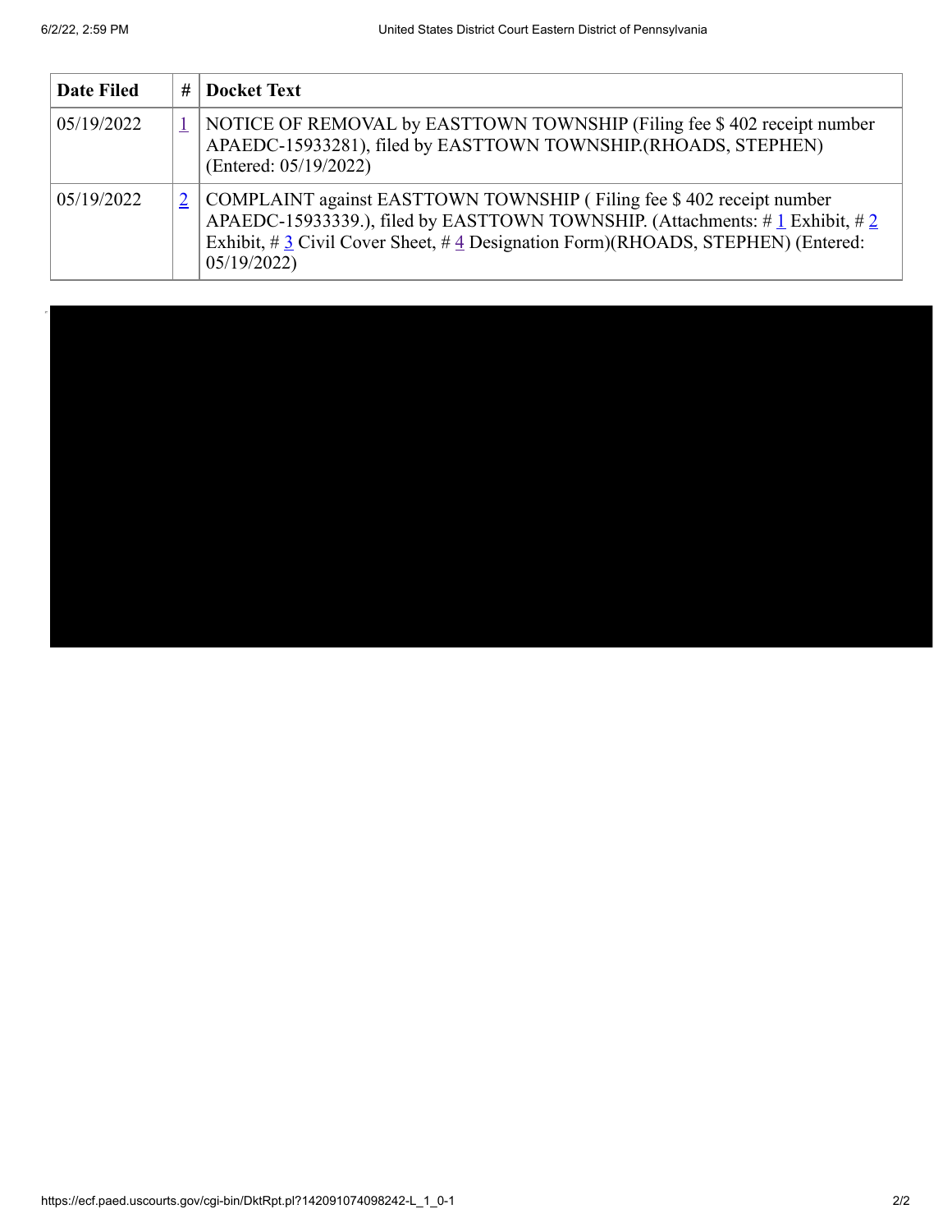| Date Filed | # | Docket Text |
| --- | --- | --- |
| 05/19/2022 | 1 | NOTICE OF REMOVAL by EASTTOWN TOWNSHIP (Filing fee $ 402 receipt number APAEDC-15933281), filed by EASTTOWN TOWNSHIP.(RHOADS, STEPHEN) (Entered: 05/19/2022) |
| 05/19/2022 | 2 | COMPLAINT against EASTTOWN TOWNSHIP ( Filing fee $ 402 receipt number APAEDC-15933339.), filed by EASTTOWN TOWNSHIP. (Attachments: # 1 Exhibit, # 2 Exhibit, # 3 Civil Cover Sheet, # 4 Designation Form)(RHOADS, STEPHEN) (Entered: 05/19/2022) |